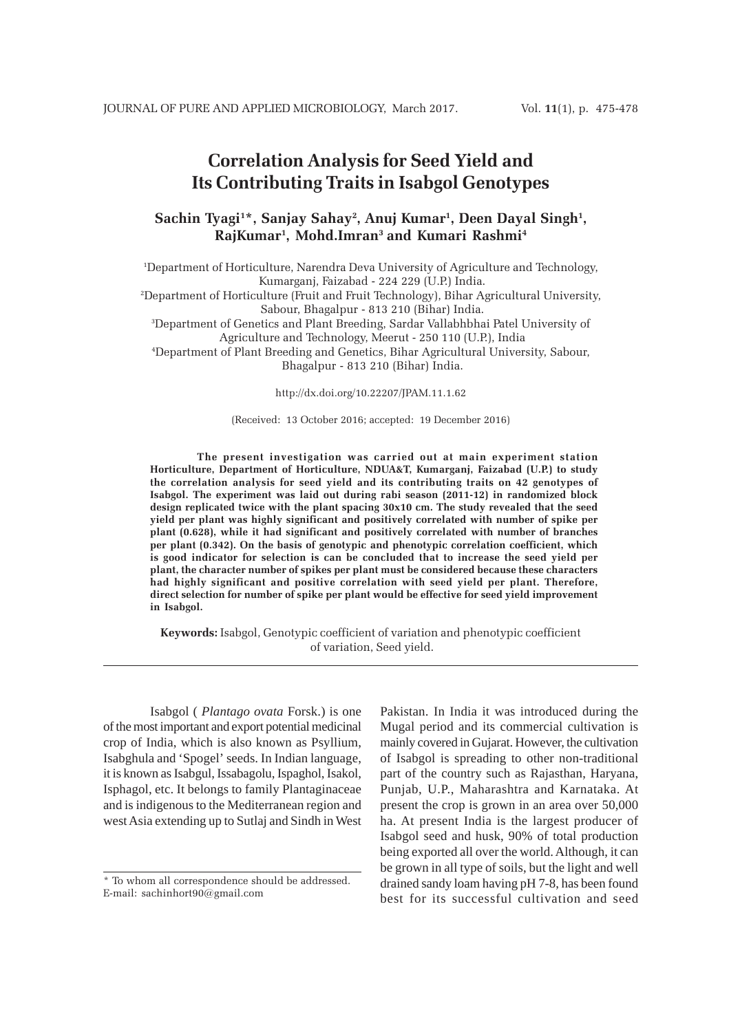# Correlation Analysis for Seed Yield and Its Contributing Traits in Isabgol Genotypes

**Sachin Tyagi[1]*, Sanjay Sahay[2], Anuj Kumar[1], Deen Dayal Singh[1], RajKumar[1], Mohd.Imran[3] and Kumari Rashmi[4]**

[1]Department of Horticulture, Narendra Deva University of Agriculture and Technology, Kumarganj, Faizabad - 224 229 (U.P.) India.
[2]Department of Horticulture (Fruit and Fruit Technology), Bihar Agricultural University, Sabour, Bhagalpur - 813 210 (Bihar) India.
[3]Department of Genetics and Plant Breeding, Sardar Vallabhbhai Patel University of Agriculture and Technology, Meerut - 250 110 (U.P.), India
[4]Department of Plant Breeding and Genetics, Bihar Agricultural University, Sabour, Bhagalpur - 813 210 (Bihar) India.

http://dx.doi.org/10.22207/JPAM.11.1.62

(Received: 13 October 2016; accepted: 19 December 2016)

**The present investigation was carried out at main experiment station Horticulture, Department of Horticulture, NDUA&T, Kumarganj, Faizabad (U.P.) to study the correlation analysis for seed yield and its contributing traits on 42 genotypes of Isabgol. The experiment was laid out during rabi season (2011-12) in randomized block design replicated twice with the plant spacing 30x10 cm. The study revealed that the seed yield per plant was highly significant and positively correlated with number of spike per plant (0.628), while it had significant and positively correlated with number of branches per plant (0.342). On the basis of genotypic and phenotypic correlation coefficient, which is good indicator for selection is can be concluded that to increase the seed yield per plant, the character number of spikes per plant must be considered because these characters had highly significant and positive correlation with seed yield per plant. Therefore, direct selection for number of spike per plant would be effective for seed yield improvement in Isabgol.**

**Keywords:** Isabgol, Genotypic coefficient of variation and phenotypic coefficient of variation, Seed yield.

---

Isabgol ( *Plantago ovata* Forsk.) is one of the most important and export potential medicinal crop of India, which is also known as Psyllium, Isabghula and 'Spogel' seeds. In Indian language, it is known as Isabgul, Issabagolu, Ispaghol, Isakol, Isphagol, etc. It belongs to family Plantaginaceae and is indigenous to the Mediterranean region and west Asia extending up to Sutlaj and Sindh in West Pakistan. In India it was introduced during the Mugal period and its commercial cultivation is mainly covered in Gujarat. However, the cultivation of Isabgol is spreading to other non-traditional part of the country such as Rajasthan, Haryana, Punjab, U.P., Maharashtra and Karnataka. At present the crop is grown in an area over 50,000 ha. At present India is the largest producer of Isabgol seed and husk, 90% of total production being exported all over the world. Although, it can be grown in all type of soils, but the light and well drained sandy loam having pH 7-8, has been found best for its successful cultivation and seed

---

\* To whom all correspondence should be addressed.
E-mail: sachinhort90@gmail.com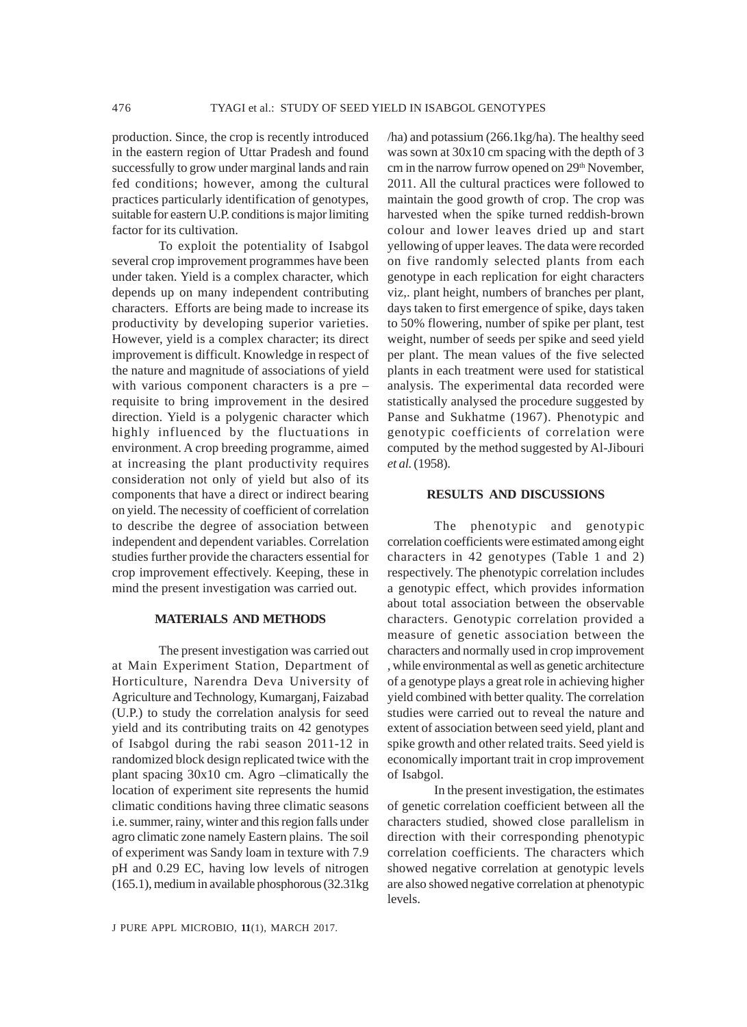production. Since, the crop is recently introduced in the eastern region of Uttar Pradesh and found successfully to grow under marginal lands and rain fed conditions; however, among the cultural practices particularly identification of genotypes, suitable for eastern U.P. conditions is major limiting factor for its cultivation.

To exploit the potentiality of Isabgol several crop improvement programmes have been under taken. Yield is a complex character, which depends up on many independent contributing characters. Efforts are being made to increase its productivity by developing superior varieties. However, yield is a complex character; its direct improvement is difficult. Knowledge in respect of the nature and magnitude of associations of yield with various component characters is a pre – requisite to bring improvement in the desired direction. Yield is a polygenic character which highly influenced by the fluctuations in environment. A crop breeding programme, aimed at increasing the plant productivity requires consideration not only of yield but also of its components that have a direct or indirect bearing on yield. The necessity of coefficient of correlation to describe the degree of association between independent and dependent variables. Correlation studies further provide the characters essential for crop improvement effectively. Keeping, these in mind the present investigation was carried out.

## MATERIALS AND METHODS

The present investigation was carried out at Main Experiment Station, Department of Horticulture, Narendra Deva University of Agriculture and Technology, Kumarganj, Faizabad (U.P.) to study the correlation analysis for seed yield and its contributing traits on 42 genotypes of Isabgol during the rabi season 2011-12 in randomized block design replicated twice with the plant spacing 30x10 cm. Agro –climatically the location of experiment site represents the humid climatic conditions having three climatic seasons i.e. summer, rainy, winter and this region falls under agro climatic zone namely Eastern plains. The soil of experiment was Sandy loam in texture with 7.9 pH and 0.29 EC, having low levels of nitrogen (165.1), medium in available phosphorous (32.31kg /ha) and potassium (266.1kg/ha). The healthy seed was sown at 30x10 cm spacing with the depth of 3 cm in the narrow furrow opened on 29th November, 2011. All the cultural practices were followed to maintain the good growth of crop. The crop was harvested when the spike turned reddish-brown colour and lower leaves dried up and start yellowing of upper leaves. The data were recorded on five randomly selected plants from each genotype in each replication for eight characters viz,. plant height, numbers of branches per plant, days taken to first emergence of spike, days taken to 50% flowering, number of spike per plant, test weight, number of seeds per spike and seed yield per plant. The mean values of the five selected plants in each treatment were used for statistical analysis. The experimental data recorded were statistically analysed the procedure suggested by Panse and Sukhatme (1967). Phenotypic and genotypic coefficients of correlation were computed by the method suggested by Al-Jibouri *et al.* (1958).

## RESULTS AND DISCUSSIONS

The phenotypic and genotypic correlation coefficients were estimated among eight characters in 42 genotypes (Table 1 and 2) respectively. The phenotypic correlation includes a genotypic effect, which provides information about total association between the observable characters. Genotypic correlation provided a measure of genetic association between the characters and normally used in crop improvement , while environmental as well as genetic architecture of a genotype plays a great role in achieving higher yield combined with better quality. The correlation studies were carried out to reveal the nature and extent of association between seed yield, plant and spike growth and other related traits. Seed yield is economically important trait in crop improvement of Isabgol.

In the present investigation, the estimates of genetic correlation coefficient between all the characters studied, showed close parallelism in direction with their corresponding phenotypic correlation coefficients. The characters which showed negative correlation at genotypic levels are also showed negative correlation at phenotypic levels.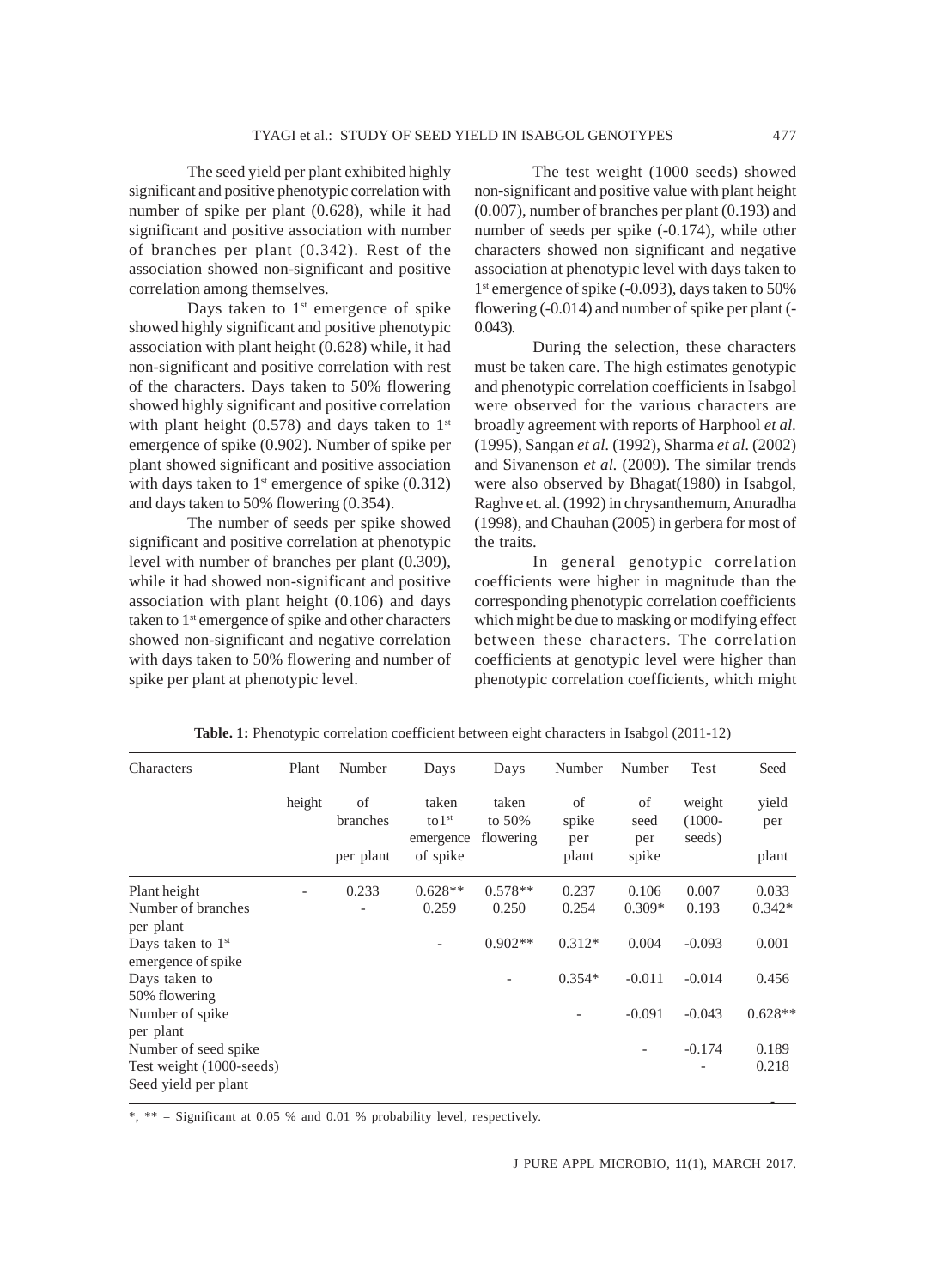The seed yield per plant exhibited highly significant and positive phenotypic correlation with number of spike per plant (0.628), while it had significant and positive association with number of branches per plant (0.342). Rest of the association showed non-significant and positive correlation among themselves.

Days taken to 1st emergence of spike showed highly significant and positive phenotypic association with plant height (0.628) while, it had non-significant and positive correlation with rest of the characters. Days taken to 50% flowering showed highly significant and positive correlation with plant height (0.578) and days taken to 1st emergence of spike (0.902). Number of spike per plant showed significant and positive association with days taken to 1st emergence of spike (0.312) and days taken to 50% flowering (0.354).

The number of seeds per spike showed significant and positive correlation at phenotypic level with number of branches per plant (0.309), while it had showed non-significant and positive association with plant height (0.106) and days taken to 1st emergence of spike and other characters showed non-significant and negative correlation with days taken to 50% flowering and number of spike per plant at phenotypic level.

The test weight (1000 seeds) showed non-significant and positive value with plant height (0.007), number of branches per plant (0.193) and number of seeds per spike (-0.174), while other characters showed non significant and negative association at phenotypic level with days taken to 1st emergence of spike (-0.093), days taken to 50% flowering (-0.014) and number of spike per plant (-0.043).

During the selection, these characters must be taken care. The high estimates genotypic and phenotypic correlation coefficients in Isabgol were observed for the various characters are broadly agreement with reports of Harphool *et al.* (1995), Sangan *et al.* (1992), Sharma *et al.* (2002) and Sivanenson *et al.* (2009). The similar trends were also observed by Bhagat(1980) in Isabgol, Raghve et. al. (1992) in chrysanthemum, Anuradha (1998), and Chauhan (2005) in gerbera for most of the traits.

In general genotypic correlation coefficients were higher in magnitude than the corresponding phenotypic correlation coefficients which might be due to masking or modifying effect between these characters. The correlation coefficients at genotypic level were higher than phenotypic correlation coefficients, which might

**Table. 1:** Phenotypic correlation coefficient between eight characters in Isabgol (2011-12)

| Characters | Plant height | Number of branches per plant | Days taken to1st emergence of spike | Days taken to 50% flowering | Number of spike per plant | Number of seed per spike | Test weight (1000-seeds) | Seed yield per plant |
|---|---|---|---|---|---|---|---|---|
| Plant height | - | 0.233 | 0.628** | 0.578** | 0.237 | 0.106 | 0.007 | 0.033 |
| Number of branches per plant | | - | 0.259 | 0.250 | 0.254 | 0.309* | 0.193 | 0.342* |
| Days taken to 1st emergence of spike | | | - | 0.902** | 0.312* | 0.004 | -0.093 | 0.001 |
| Days taken to 50% flowering | | | | - | 0.354* | -0.011 | -0.014 | 0.456 |
| Number of spike per plant | | | | | - | -0.091 | -0.043 | 0.628** |
| Number of seed spike | | | | | | - | -0.174 | 0.189 |
| Test weight (1000-seeds) | | | | | | | - | 0.218 |
| Seed yield per plant | | | | | | | | - |

*, ** = Significant at 0.05 % and 0.01 % probability level, respectively.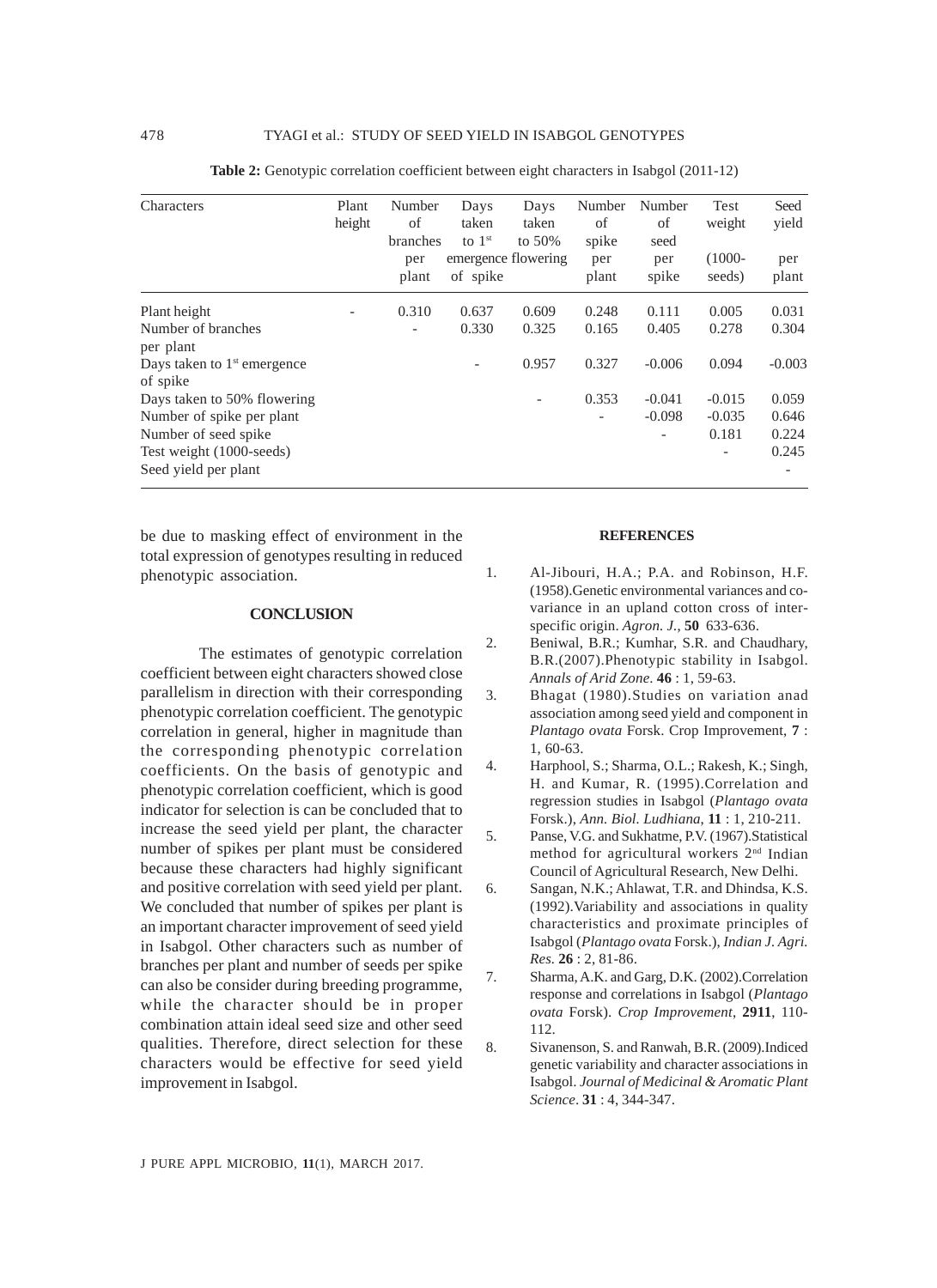**Table 2:** Genotypic correlation coefficient between eight characters in Isabgol (2011-12)

| Characters | Plant height | Number of branches per plant | Days taken to 1st emergence of spike | Days taken to 50% flowering | Number of spike per plant | Number of seed per spike | Test weight (1000-seeds) | Seed yield per plant |
|---|---|---|---|---|---|---|---|---|
| Plant height | - | 0.310 | 0.637 | 0.609 | 0.248 | 0.111 | 0.005 | 0.031 |
| Number of branches per plant | | - | 0.330 | 0.325 | 0.165 | 0.405 | 0.278 | 0.304 |
| Days taken to 1st emergence of spike | | | - | 0.957 | 0.327 | -0.006 | 0.094 | -0.003 |
| Days taken to 50% flowering | | | | - | 0.353 | -0.041 | -0.015 | 0.059 |
| Number of spike per plant | | | | | - | -0.098 | -0.035 | 0.646 |
| Number of seed spike | | | | | | - | 0.181 | 0.224 |
| Test weight (1000-seeds) | | | | | | | - | 0.245 |
| Seed yield per plant | | | | | | | | - |

be due to masking effect of environment in the total expression of genotypes resulting in reduced phenotypic association.

## CONCLUSION

The estimates of genotypic correlation coefficient between eight characters showed close parallelism in direction with their corresponding phenotypic correlation coefficient. The genotypic correlation in general, higher in magnitude than the corresponding phenotypic correlation coefficients. On the basis of genotypic and phenotypic correlation coefficient, which is good indicator for selection is can be concluded that to increase the seed yield per plant, the character number of spikes per plant must be considered because these characters had highly significant and positive correlation with seed yield per plant. We concluded that number of spikes per plant is an important character improvement of seed yield in Isabgol. Other characters such as number of branches per plant and number of seeds per spike can also be consider during breeding programme, while the character should be in proper combination attain ideal seed size and other seed qualities. Therefore, direct selection for these characters would be effective for seed yield improvement in Isabgol.

## REFERENCES

1. Al-Jibouri, H.A.; P.A. and Robinson, H.F. (1958).Genetic environmental variances and co-variance in an upland cotton cross of inter-specific origin. *Agron. J*., **50** 633-636.
2. Beniwal, B.R.; Kumhar, S.R. and Chaudhary, B.R.(2007).Phenotypic stability in Isabgol. *Annals of Arid Zone.* **46** : 1, 59-63.
3. Bhagat (1980).Studies on variation anad association among seed yield and component in *Plantago ovata* Forsk. Crop Improvement, **7** : 1, 60-63.
4. Harphool, S.; Sharma, O.L.; Rakesh, K.; Singh, H. and Kumar, R. (1995).Correlation and regression studies in Isabgol (*Plantago ovata* Forsk.), *Ann. Biol. Ludhiana*, **11** : 1, 210-211.
5. Panse, V.G. and Sukhatme, P.V. (1967).Statistical method for agricultural workers 2nd Indian Council of Agricultural Research, New Delhi.
6. Sangan, N.K.; Ahlawat, T.R. and Dhindsa, K.S. (1992).Variability and associations in quality characteristics and proximate principles of Isabgol (*Plantago ovata* Forsk.), *Indian J. Agri. Res.* **26** : 2, 81-86.
7. Sharma, A.K. and Garg, D.K. (2002).Correlation response and correlations in Isabgol (*Plantago ovata* Forsk). *Crop Improvement*, **2911**, 110-112.
8. Sivanenson, S. and Ranwah, B.R. (2009).Indiced genetic variability and character associations in Isabgol. *Journal of Medicinal & Aromatic Plant Science*. **31** : 4, 344-347.